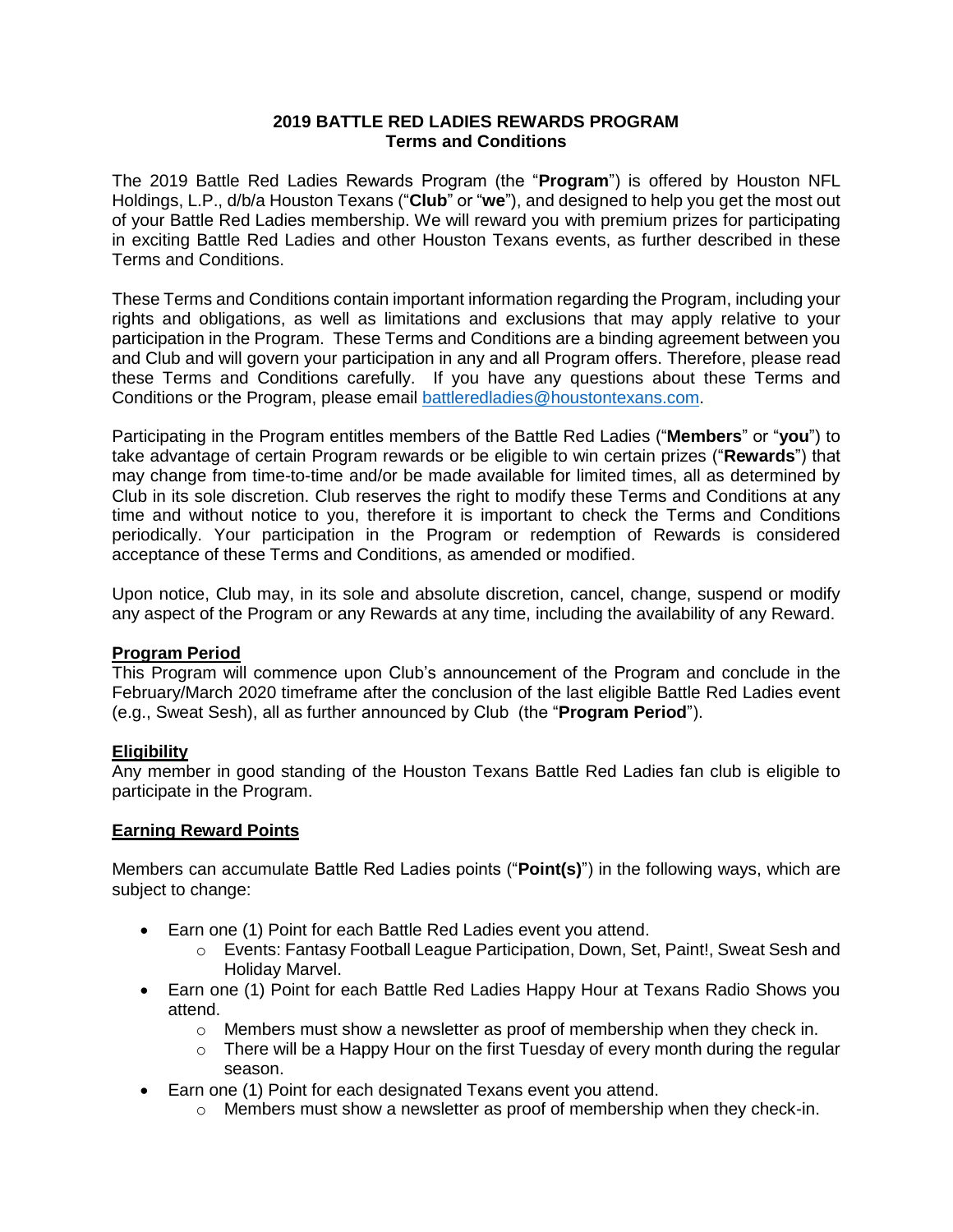**2019 BATTLE RED LADIES REWARDS PROGRAM**
**Terms and Conditions**

The 2019 Battle Red Ladies Rewards Program (the "**Program**") is offered by Houston NFL Holdings, L.P., d/b/a Houston Texans ("**Club**" or "**we**"), and designed to help you get the most out of your Battle Red Ladies membership. We will reward you with premium prizes for participating in exciting Battle Red Ladies and other Houston Texans events, as further described in these Terms and Conditions.

These Terms and Conditions contain important information regarding the Program, including your rights and obligations, as well as limitations and exclusions that may apply relative to your participation in the Program. These Terms and Conditions are a binding agreement between you and Club and will govern your participation in any and all Program offers. Therefore, please read these Terms and Conditions carefully. If you have any questions about these Terms and Conditions or the Program, please email battleredladies@houstontexans.com.

Participating in the Program entitles members of the Battle Red Ladies ("**Members**" or "**you**") to take advantage of certain Program rewards or be eligible to win certain prizes ("**Rewards**") that may change from time-to-time and/or be made available for limited times, all as determined by Club in its sole discretion. Club reserves the right to modify these Terms and Conditions at any time and without notice to you, therefore it is important to check the Terms and Conditions periodically. Your participation in the Program or redemption of Rewards is considered acceptance of these Terms and Conditions, as amended or modified.

Upon notice, Club may, in its sole and absolute discretion, cancel, change, suspend or modify any aspect of the Program or any Rewards at any time, including the availability of any Reward.

**Program Period**

This Program will commence upon Club's announcement of the Program and conclude in the February/March 2020 timeframe after the conclusion of the last eligible Battle Red Ladies event (e.g., Sweat Sesh), all as further announced by Club (the "**Program Period**").

**Eligibility**

Any member in good standing of the Houston Texans Battle Red Ladies fan club is eligible to participate in the Program.

**Earning Reward Points**

Members can accumulate Battle Red Ladies points ("**Point(s)**") in the following ways, which are subject to change:

- Earn one (1) Point for each Battle Red Ladies event you attend.
  - Events: Fantasy Football League Participation, Down, Set, Paint!, Sweat Sesh and Holiday Marvel.
- Earn one (1) Point for each Battle Red Ladies Happy Hour at Texans Radio Shows you attend.
  - Members must show a newsletter as proof of membership when they check in.
  - There will be a Happy Hour on the first Tuesday of every month during the regular season.
- Earn one (1) Point for each designated Texans event you attend.
  - Members must show a newsletter as proof of membership when they check-in.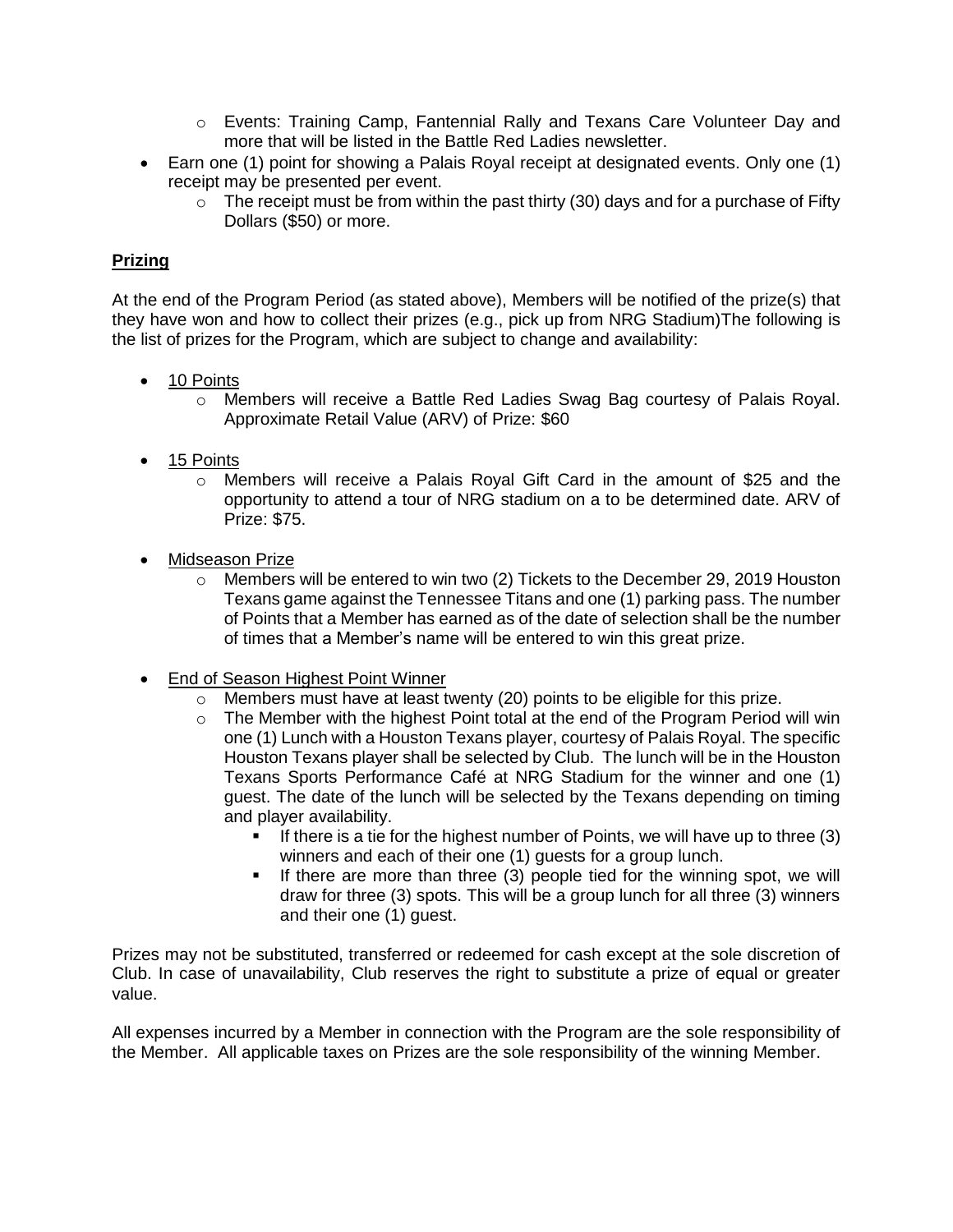- Events: Training Camp, Fantennial Rally and Texans Care Volunteer Day and more that will be listed in the Battle Red Ladies newsletter.
- Earn one (1) point for showing a Palais Royal receipt at designated events. Only one (1) receipt may be presented per event.
  - The receipt must be from within the past thirty (30) days and for a purchase of Fifty Dollars ($50) or more.

## **Prizing**

At the end of the Program Period (as stated above), Members will be notified of the prize(s) that they have won and how to collect their prizes (e.g., pick up from NRG Stadium)The following is the list of prizes for the Program, which are subject to change and availability:

- 10 Points
  - Members will receive a Battle Red Ladies Swag Bag courtesy of Palais Royal. Approximate Retail Value (ARV) of Prize: $60

- 15 Points
  - Members will receive a Palais Royal Gift Card in the amount of $25 and the opportunity to attend a tour of NRG stadium on a to be determined date. ARV of Prize: $75.

- Midseason Prize
  - Members will be entered to win two (2) Tickets to the December 29, 2019 Houston Texans game against the Tennessee Titans and one (1) parking pass. The number of Points that a Member has earned as of the date of selection shall be the number of times that a Member's name will be entered to win this great prize.

- End of Season Highest Point Winner
  - Members must have at least twenty (20) points to be eligible for this prize.
  - The Member with the highest Point total at the end of the Program Period will win one (1) Lunch with a Houston Texans player, courtesy of Palais Royal. The specific Houston Texans player shall be selected by Club. The lunch will be in the Houston Texans Sports Performance Café at NRG Stadium for the winner and one (1) guest. The date of the lunch will be selected by the Texans depending on timing and player availability.
    - If there is a tie for the highest number of Points, we will have up to three (3) winners and each of their one (1) guests for a group lunch.
    - If there are more than three (3) people tied for the winning spot, we will draw for three (3) spots. This will be a group lunch for all three (3) winners and their one (1) guest.

Prizes may not be substituted, transferred or redeemed for cash except at the sole discretion of Club. In case of unavailability, Club reserves the right to substitute a prize of equal or greater value.

All expenses incurred by a Member in connection with the Program are the sole responsibility of the Member. All applicable taxes on Prizes are the sole responsibility of the winning Member.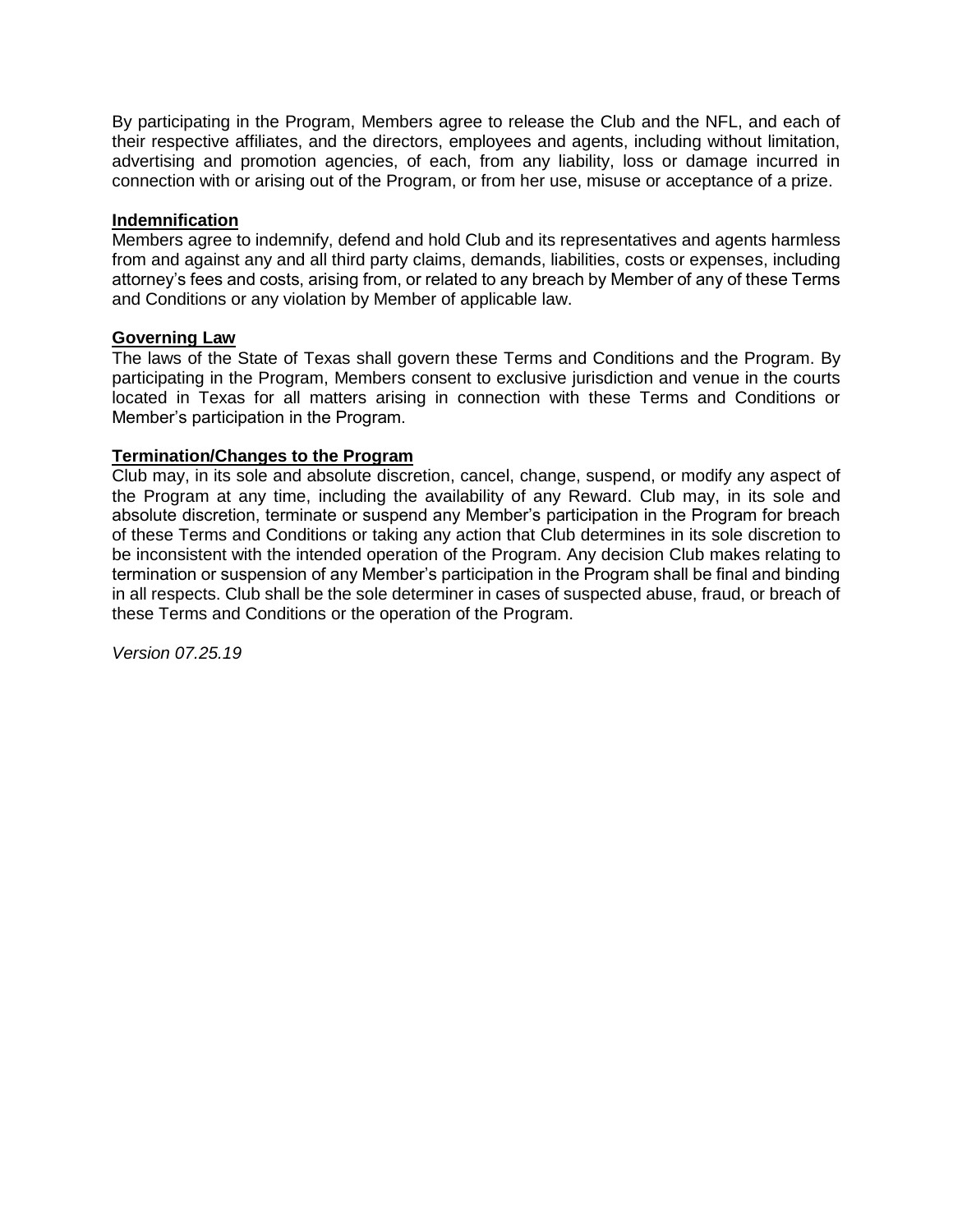By participating in the Program, Members agree to release the Club and the NFL, and each of their respective affiliates, and the directors, employees and agents, including without limitation, advertising and promotion agencies, of each, from any liability, loss or damage incurred in connection with or arising out of the Program, or from her use, misuse or acceptance of a prize.

**Indemnification**

Members agree to indemnify, defend and hold Club and its representatives and agents harmless from and against any and all third party claims, demands, liabilities, costs or expenses, including attorney's fees and costs, arising from, or related to any breach by Member of any of these Terms and Conditions or any violation by Member of applicable law.

**Governing Law**

The laws of the State of Texas shall govern these Terms and Conditions and the Program. By participating in the Program, Members consent to exclusive jurisdiction and venue in the courts located in Texas for all matters arising in connection with these Terms and Conditions or Member's participation in the Program.

**Termination/Changes to the Program**

Club may, in its sole and absolute discretion, cancel, change, suspend, or modify any aspect of the Program at any time, including the availability of any Reward. Club may, in its sole and absolute discretion, terminate or suspend any Member's participation in the Program for breach of these Terms and Conditions or taking any action that Club determines in its sole discretion to be inconsistent with the intended operation of the Program. Any decision Club makes relating to termination or suspension of any Member's participation in the Program shall be final and binding in all respects. Club shall be the sole determiner in cases of suspected abuse, fraud, or breach of these Terms and Conditions or the operation of the Program.

*Version 07.25.19*